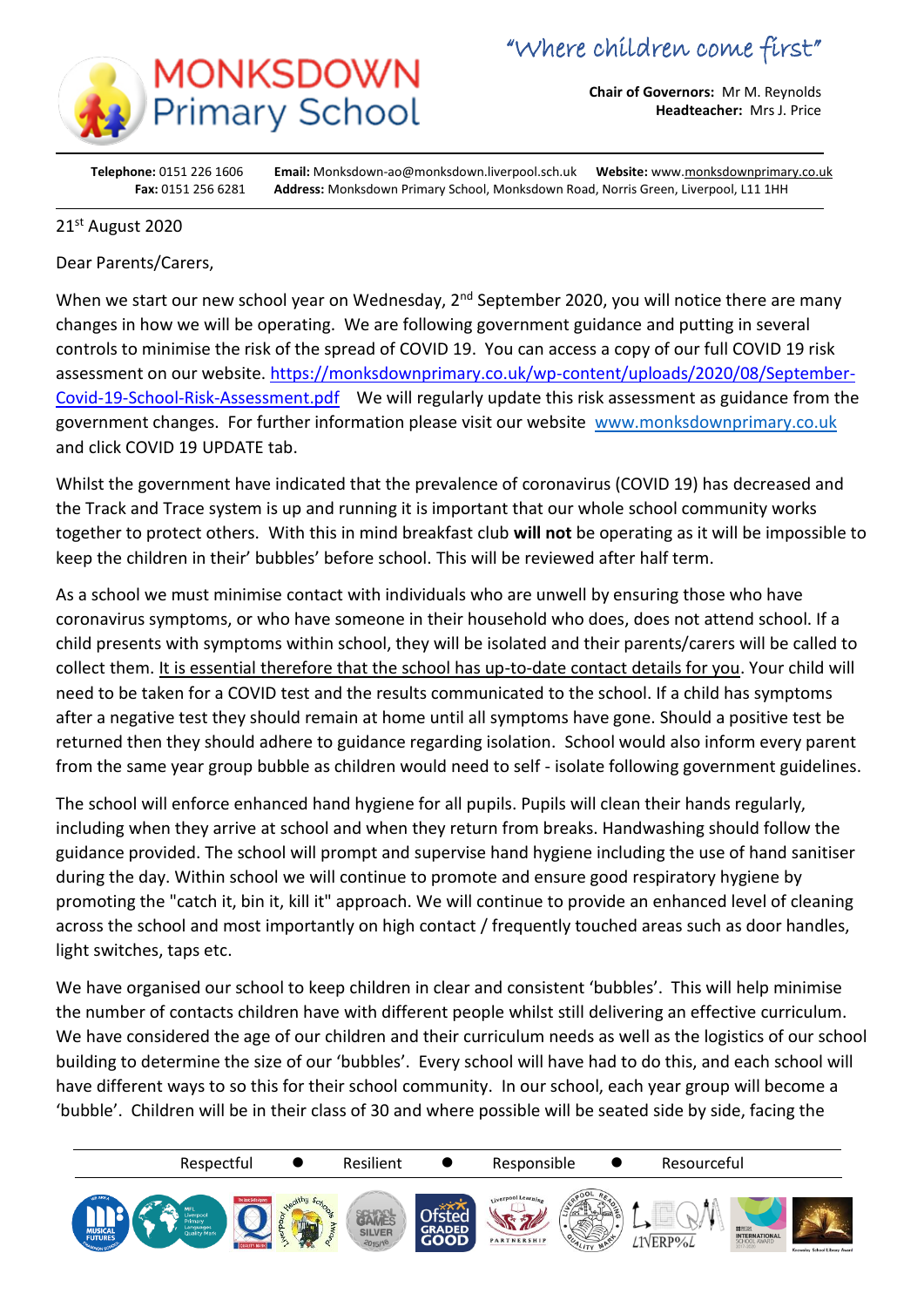# MONKSDOWN Primary School

"Where children come first"

**Chair of Governors:** Mr M. Reynolds
**Headteacher:** Mrs J. Price

**Telephone:** 0151 226 1606 **Email:** Monksdown-ao@monksdown.liverpool.sch.uk **Website:** www.monksdownprimary.co.uk
**Fax:** 0151 256 6281 **Address:** Monksdown Primary School, Monksdown Road, Norris Green, Liverpool, L11 1HH

21st August 2020

Dear Parents/Carers,

When we start our new school year on Wednesday, 2nd September 2020, you will notice there are many changes in how we will be operating. We are following government guidance and putting in several controls to minimise the risk of the spread of COVID 19. You can access a copy of our full COVID 19 risk assessment on our website. [https://monksdownprimary.co.uk/wp-content/uploads/2020/08/September-Covid-19-School-Risk-Assessment.pdf](https://monksdownprimary.co.uk/wp-content/uploads/2020/08/September-Covid-19-School-Risk-Assessment.pdf) We will regularly update this risk assessment as guidance from the government changes. For further information please visit our website [www.monksdownprimary.co.uk](www.monksdownprimary.co.uk) and click COVID 19 UPDATE tab.

Whilst the government have indicated that the prevalence of coronavirus (COVID 19) has decreased and the Track and Trace system is up and running it is important that our whole school community works together to protect others. With this in mind breakfast club **will not** be operating as it will be impossible to keep the children in their' bubbles' before school. This will be reviewed after half term.

As a school we must minimise contact with individuals who are unwell by ensuring those who have coronavirus symptoms, or who have someone in their household who does, does not attend school. If a child presents with symptoms within school, they will be isolated and their parents/carers will be called to collect them. <u>It is essential therefore that the school has up-to-date contact details for you</u>. Your child will need to be taken for a COVID test and the results communicated to the school. If a child has symptoms after a negative test they should remain at home until all symptoms have gone. Should a positive test be returned then they should adhere to guidance regarding isolation. School would also inform every parent from the same year group bubble as children would need to self - isolate following government guidelines.

The school will enforce enhanced hand hygiene for all pupils. Pupils will clean their hands regularly, including when they arrive at school and when they return from breaks. Handwashing should follow the guidance provided. The school will prompt and supervise hand hygiene including the use of hand sanitiser during the day. Within school we will continue to promote and ensure good respiratory hygiene by promoting the "catch it, bin it, kill it" approach. We will continue to provide an enhanced level of cleaning across the school and most importantly on high contact / frequently touched areas such as door handles, light switches, taps etc.

We have organised our school to keep children in clear and consistent 'bubbles'. This will help minimise the number of contacts children have with different people whilst still delivering an effective curriculum. We have considered the age of our children and their curriculum needs as well as the logistics of our school building to determine the size of our 'bubbles'. Every school will have had to do this, and each school will have different ways to so this for their school community. In our school, each year group will become a 'bubble'. Children will be in their class of 30 and where possible will be seated side by side, facing the

Respectful ● Resilient ● Responsible ● Resourceful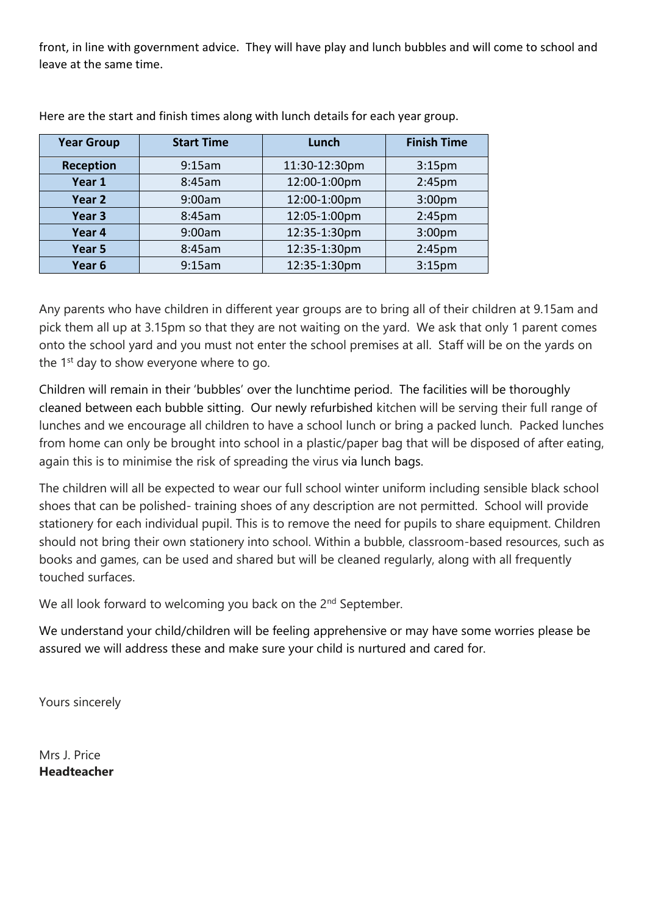front, in line with government advice. They will have play and lunch bubbles and will come to school and leave at the same time.

Here are the start and finish times along with lunch details for each year group.

| Year Group | Start Time | Lunch | Finish Time |
|---|---|---|---|
| **Reception** | 9:15am | 11:30-12:30pm | 3:15pm |
| **Year 1** | 8:45am | 12:00-1:00pm | 2:45pm |
| **Year 2** | 9:00am | 12:00-1:00pm | 3:00pm |
| **Year 3** | 8:45am | 12:05-1:00pm | 2:45pm |
| **Year 4** | 9:00am | 12:35-1:30pm | 3:00pm |
| **Year 5** | 8:45am | 12:35-1:30pm | 2:45pm |
| **Year 6** | 9:15am | 12:35-1:30pm | 3:15pm |

Any parents who have children in different year groups are to bring all of their children at 9.15am and pick them all up at 3.15pm so that they are not waiting on the yard. We ask that only 1 parent comes onto the school yard and you must not enter the school premises at all. Staff will be on the yards on the 1st day to show everyone where to go.

Children will remain in their 'bubbles' over the lunchtime period. The facilities will be thoroughly cleaned between each bubble sitting. Our newly refurbished kitchen will be serving their full range of lunches and we encourage all children to have a school lunch or bring a packed lunch. Packed lunches from home can only be brought into school in a plastic/paper bag that will be disposed of after eating, again this is to minimise the risk of spreading the virus via lunch bags.

The children will all be expected to wear our full school winter uniform including sensible black school shoes that can be polished- training shoes of any description are not permitted. School will provide stationery for each individual pupil. This is to remove the need for pupils to share equipment. Children should not bring their own stationery into school. Within a bubble, classroom-based resources, such as books and games, can be used and shared but will be cleaned regularly, along with all frequently touched surfaces.

We all look forward to welcoming you back on the 2nd September.

We understand your child/children will be feeling apprehensive or may have some worries please be assured we will address these and make sure your child is nurtured and cared for.

Yours sincerely

Mrs J. Price
**Headteacher**